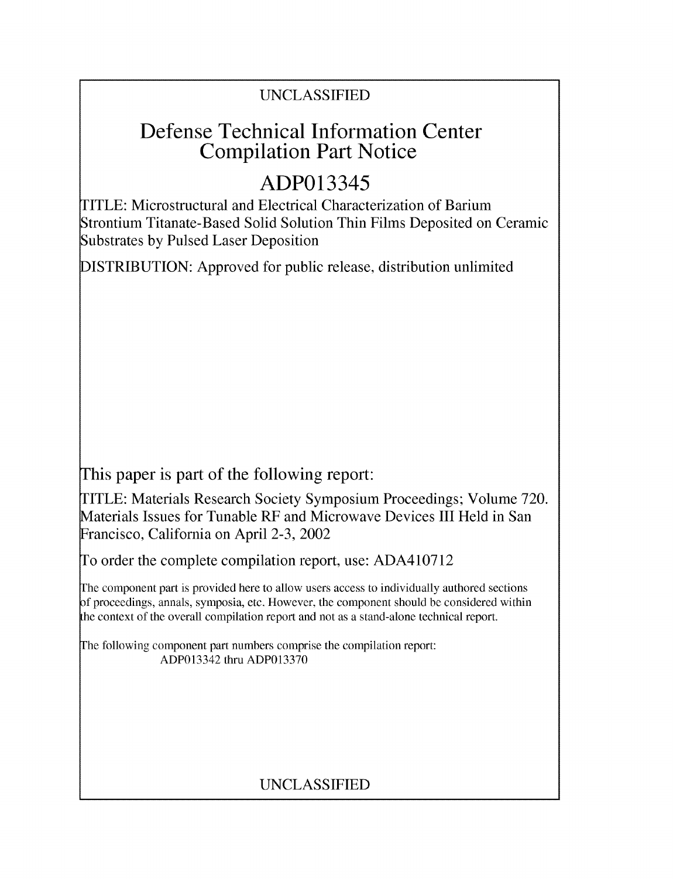UNCLASSIFIED

# Defense Technical Information Center Compilation Part Notice

## ADP013345

TITLE: Microstructural and Electrical Characterization of Barium Strontium Titanate-Based Solid Solution Thin Films Deposited on Ceramic Substrates by Pulsed Laser Deposition

DISTRIBUTION: Approved for public release, distribution unlimited

This paper is part of the following report:

TITLE: Materials Research Society Symposium Proceedings; Volume 720. Materials Issues for Tunable RF and Microwave Devices III Held in San Francisco, California on April 2-3, 2002

To order the complete compilation report, use: ADA410712

The component part is provided here to allow users access to individually authored sections of proceedings, annals, symposia, etc. However, the component should be considered within the context of the overall compilation report and not as a stand-alone technical report.

The following component part numbers comprise the compilation report:
ADP013342 thru ADP013370

UNCLASSIFIED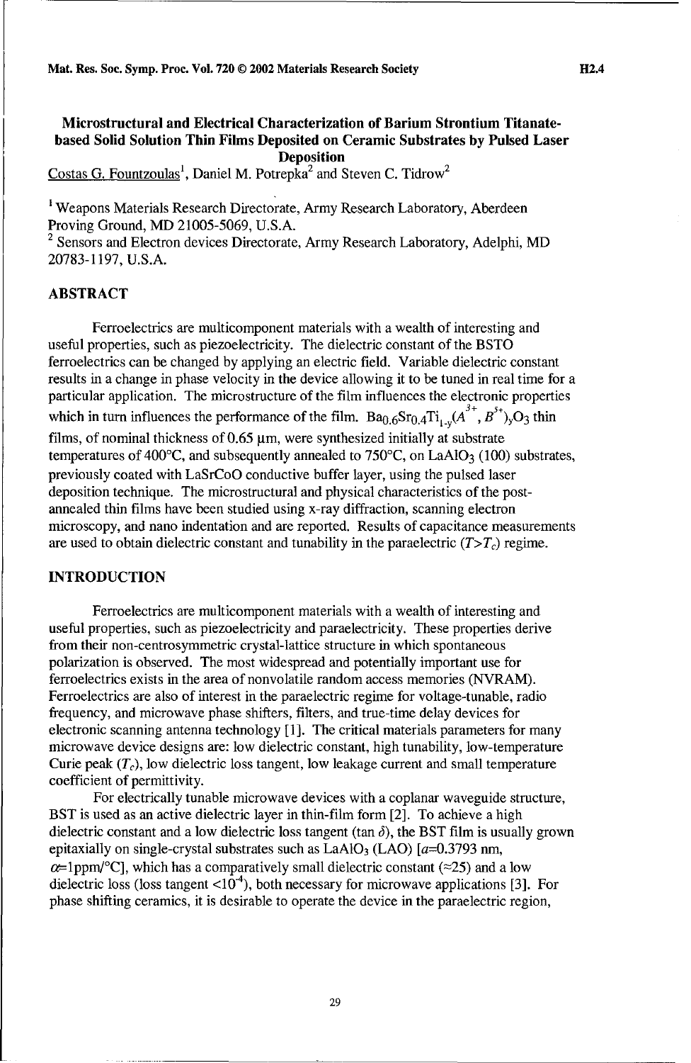**Microstructural and Electrical Characterization of Barium Strontium Titanate-based Solid Solution Thin Films Deposited on Ceramic Substrates by Pulsed Laser Deposition**

Costas G. Fountzoulas[1], Daniel M. Potrepka[2] and Steven C. Tidrow[2]

[1] Weapons Materials Research Directorate, Army Research Laboratory, Aberdeen Proving Ground, MD 21005-5069, U.S.A.
[2] Sensors and Electron devices Directorate, Army Research Laboratory, Adelphi, MD 20783-1197, U.S.A.

## ABSTRACT

Ferroelectrics are multicomponent materials with a wealth of interesting and useful properties, such as piezoelectricity. The dielectric constant of the BSTO ferroelectrics can be changed by applying an electric field. Variable dielectric constant results in a change in phase velocity in the device allowing it to be tuned in real time for a particular application. The microstructure of the film influences the electronic properties which in turn influences the performance of the film. $Ba_{0.6}Sr_{0.4}Ti_{1-y}(A^{3+}, B^{5+})_yO_3$ thin films, of nominal thickness of 0.65 μm, were synthesized initially at substrate temperatures of 400°C, and subsequently annealed to 750°C, on $LaAlO_3$ (100) substrates, previously coated with LaSrCoO conductive buffer layer, using the pulsed laser deposition technique. The microstructural and physical characteristics of the post-annealed thin films have been studied using x-ray diffraction, scanning electron microscopy, and nano indentation and are reported. Results of capacitance measurements are used to obtain dielectric constant and tunability in the paraelectric ($T>T_c$) regime.

## INTRODUCTION

Ferroelectrics are multicomponent materials with a wealth of interesting and useful properties, such as piezoelectricity and paraelectricity. These properties derive from their non-centrosymmetric crystal-lattice structure in which spontaneous polarization is observed. The most widespread and potentially important use for ferroelectrics exists in the area of nonvolatile random access memories (NVRAM). Ferroelectrics are also of interest in the paraelectric regime for voltage-tunable, radio frequency, and microwave phase shifters, filters, and true-time delay devices for electronic scanning antenna technology [1]. The critical materials parameters for many microwave device designs are: low dielectric constant, high tunability, low-temperature Curie peak ($T_c$), low dielectric loss tangent, low leakage current and small temperature coefficient of permittivity.

For electrically tunable microwave devices with a coplanar waveguide structure, BST is used as an active dielectric layer in thin-film form [2]. To achieve a high dielectric constant and a low dielectric loss tangent (tan $\delta$), the BST film is usually grown epitaxially on single-crystal substrates such as $LaAlO_3$ (LAO) [$a$=0.3793 nm, $\alpha$=1ppm/°C], which has a comparatively small dielectric constant (≈25) and a low dielectric loss (loss tangent <$10^{-4}$), both necessary for microwave applications [3]. For phase shifting ceramics, it is desirable to operate the device in the paraelectric region,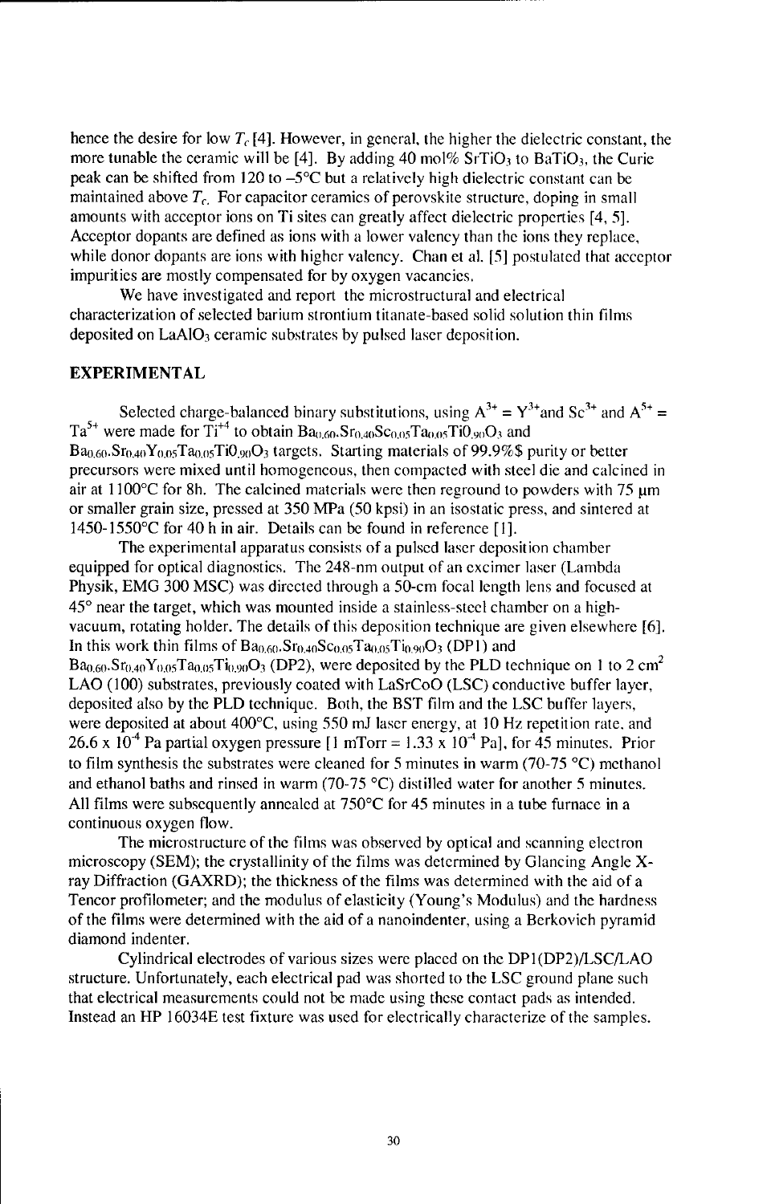hence the desire for low $T_c$ [4]. However, in general, the higher the dielectric constant, the more tunable the ceramic will be [4]. By adding 40 mol% $SrTiO_3$ to $BaTiO_3$, the Curie peak can be shifted from 120 to –5°C but a relatively high dielectric constant can be maintained above $T_c$. For capacitor ceramics of perovskite structure, doping in small amounts with acceptor ions on Ti sites can greatly affect dielectric properties [4, 5]. Acceptor dopants are defined as ions with a lower valency than the ions they replace, while donor dopants are ions with higher valency. Chan et al. [5] postulated that acceptor impurities are mostly compensated for by oxygen vacancies.

We have investigated and report the microstructural and electrical characterization of selected barium strontium titanate-based solid solution thin films deposited on $LaAlO_3$ ceramic substrates by pulsed laser deposition.

## EXPERIMENTAL

Selected charge-balanced binary substitutions, using $A^{3+} = Y^{3+}$ and $Sc^{3+}$ and $A^{5+} = Ta^{5+}$ were made for $Ti^{+4}$ to obtain $Ba_{0.60}.Sr_{0.40}Sc_{0.05}Ta_{0.05}Ti0_{.90}O_3$ and $Ba_{0.60}.Sr_{0.40}Y_{0.05}Ta_{0.05}Ti0_{.90}O_3$ targets. Starting materials of 99.9%$ purity or better precursors were mixed until homogeneous, then compacted with steel die and calcined in air at 1100°C for 8h. The calcined materials were then reground to powders with 75 μm or smaller grain size, pressed at 350 MPa (50 kpsi) in an isostatic press, and sintered at 1450-1550°C for 40 h in air. Details can be found in reference [1].

The experimental apparatus consists of a pulsed laser deposition chamber equipped for optical diagnostics. The 248-nm output of an excimer laser (Lambda Physik, EMG 300 MSC) was directed through a 50-cm focal length lens and focused at 45° near the target, which was mounted inside a stainless-steel chamber on a high-vacuum, rotating holder. The details of this deposition technique are given elsewhere [6]. In this work thin films of $Ba_{0.60}.Sr_{0.40}Sc_{0.05}Ta_{0.05}Ti_{0.90}O_3$ (DP1) and $Ba_{0.60}.Sr_{0.40}Y_{0.05}Ta_{0.05}Ti_{0.90}O_3$ (DP2), were deposited by the PLD technique on 1 to 2 $cm^2$ LAO (100) substrates, previously coated with LaSrCoO (LSC) conductive buffer layer, deposited also by the PLD technique. Both, the BST film and the LSC buffer layers, were deposited at about 400°C, using 550 mJ laser energy, at 10 Hz repetition rate, and 26.6 x $10^{-4}$ Pa partial oxygen pressure [1 mTorr = 1.33 x $10^{-4}$ Pa], for 45 minutes. Prior to film synthesis the substrates were cleaned for 5 minutes in warm (70-75 °C) methanol and ethanol baths and rinsed in warm (70-75 °C) distilled water for another 5 minutes. All films were subsequently annealed at 750°C for 45 minutes in a tube furnace in a continuous oxygen flow.

The microstructure of the films was observed by optical and scanning electron microscopy (SEM); the crystallinity of the films was determined by Glancing Angle X-ray Diffraction (GAXRD); the thickness of the films was determined with the aid of a Tencor profilometer; and the modulus of elasticity (Young's Modulus) and the hardness of the films were determined with the aid of a nanoindenter, using a Berkovich pyramid diamond indenter.

Cylindrical electrodes of various sizes were placed on the DP1(DP2)/LSC/LAO structure. Unfortunately, each electrical pad was shorted to the LSC ground plane such that electrical measurements could not be made using these contact pads as intended. Instead an HP 16034E test fixture was used for electrically characterize of the samples.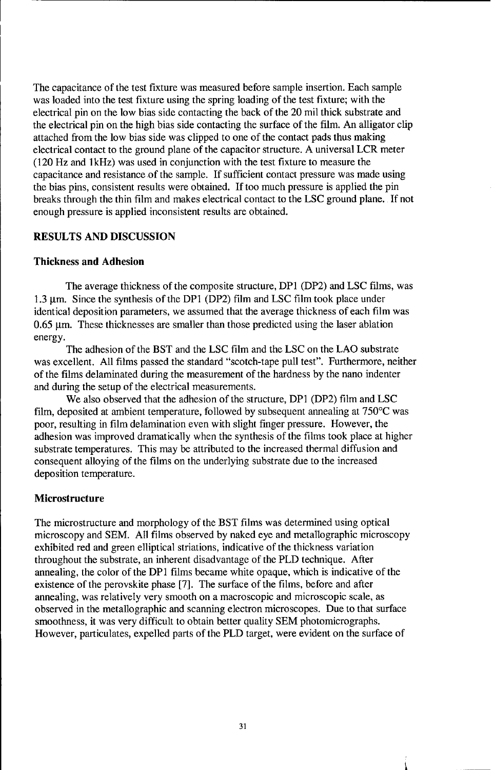The capacitance of the test fixture was measured before sample insertion. Each sample was loaded into the test fixture using the spring loading of the test fixture; with the electrical pin on the low bias side contacting the back of the 20 mil thick substrate and the electrical pin on the high bias side contacting the surface of the film. An alligator clip attached from the low bias side was clipped to one of the contact pads thus making electrical contact to the ground plane of the capacitor structure. A universal LCR meter (120 Hz and 1kHz) was used in conjunction with the test fixture to measure the capacitance and resistance of the sample. If sufficient contact pressure was made using the bias pins, consistent results were obtained. If too much pressure is applied the pin breaks through the thin film and makes electrical contact to the LSC ground plane. If not enough pressure is applied inconsistent results are obtained.

## RESULTS AND DISCUSSION

### Thickness and Adhesion

The average thickness of the composite structure, DP1 (DP2) and LSC films, was 1.3 μm. Since the synthesis of the DP1 (DP2) film and LSC film took place under identical deposition parameters, we assumed that the average thickness of each film was 0.65 μm. These thicknesses are smaller than those predicted using the laser ablation energy.

The adhesion of the BST and the LSC film and the LSC on the LAO substrate was excellent. All films passed the standard "scotch-tape pull test". Furthermore, neither of the films delaminated during the measurement of the hardness by the nano indenter and during the setup of the electrical measurements.

We also observed that the adhesion of the structure, DP1 (DP2) film and LSC film, deposited at ambient temperature, followed by subsequent annealing at 750°C was poor, resulting in film delamination even with slight finger pressure. However, the adhesion was improved dramatically when the synthesis of the films took place at higher substrate temperatures. This may be attributed to the increased thermal diffusion and consequent alloying of the films on the underlying substrate due to the increased deposition temperature.

### Microstructure

The microstructure and morphology of the BST films was determined using optical microscopy and SEM. All films observed by naked eye and metallographic microscopy exhibited red and green elliptical striations, indicative of the thickness variation throughout the substrate, an inherent disadvantage of the PLD technique. After annealing, the color of the DP1 films became white opaque, which is indicative of the existence of the perovskite phase [7]. The surface of the films, before and after annealing, was relatively very smooth on a macroscopic and microscopic scale, as observed in the metallographic and scanning electron microscopes. Due to that surface smoothness, it was very difficult to obtain better quality SEM photomicrographs. However, particulates, expelled parts of the PLD target, were evident on the surface of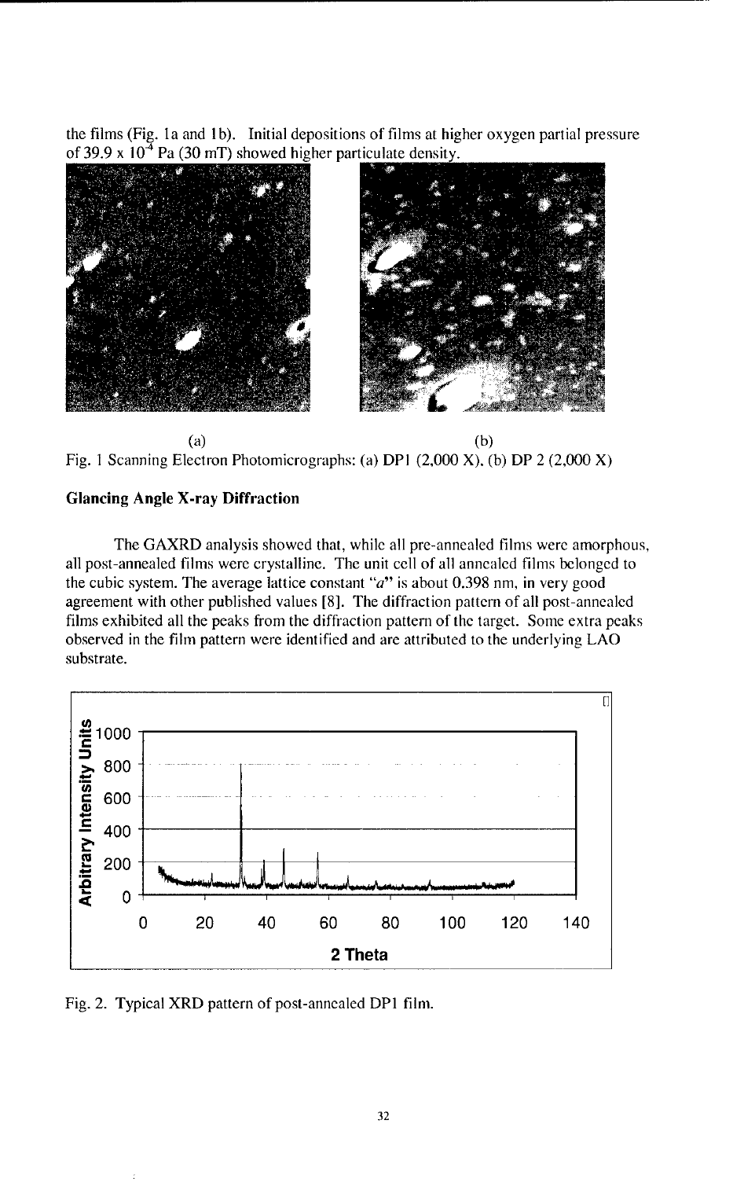the films (Fig. 1a and 1b). Initial depositions of films at higher oxygen partial pressure of $39.9 \times 10^{-4}$ Pa (30 mT) showed higher particulate density.

(a) (b)

Fig. 1 Scanning Electron Photomicrographs: (a) DP1 (2,000 X), (b) DP 2 (2,000 X)

**Glancing Angle X-ray Diffraction**

The GAXRD analysis showed that, while all pre-annealed films were amorphous, all post-annealed films were crystalline. The unit cell of all annealed films belonged to the cubic system. The average lattice constant "*a*" is about 0.398 nm, in very good agreement with other published values [8]. The diffraction pattern of all post-annealed films exhibited all the peaks from the diffraction pattern of the target. Some extra peaks observed in the film pattern were identified and are attributed to the underlying LAO substrate.

Fig. 2. Typical XRD pattern of post-annealed DP1 film.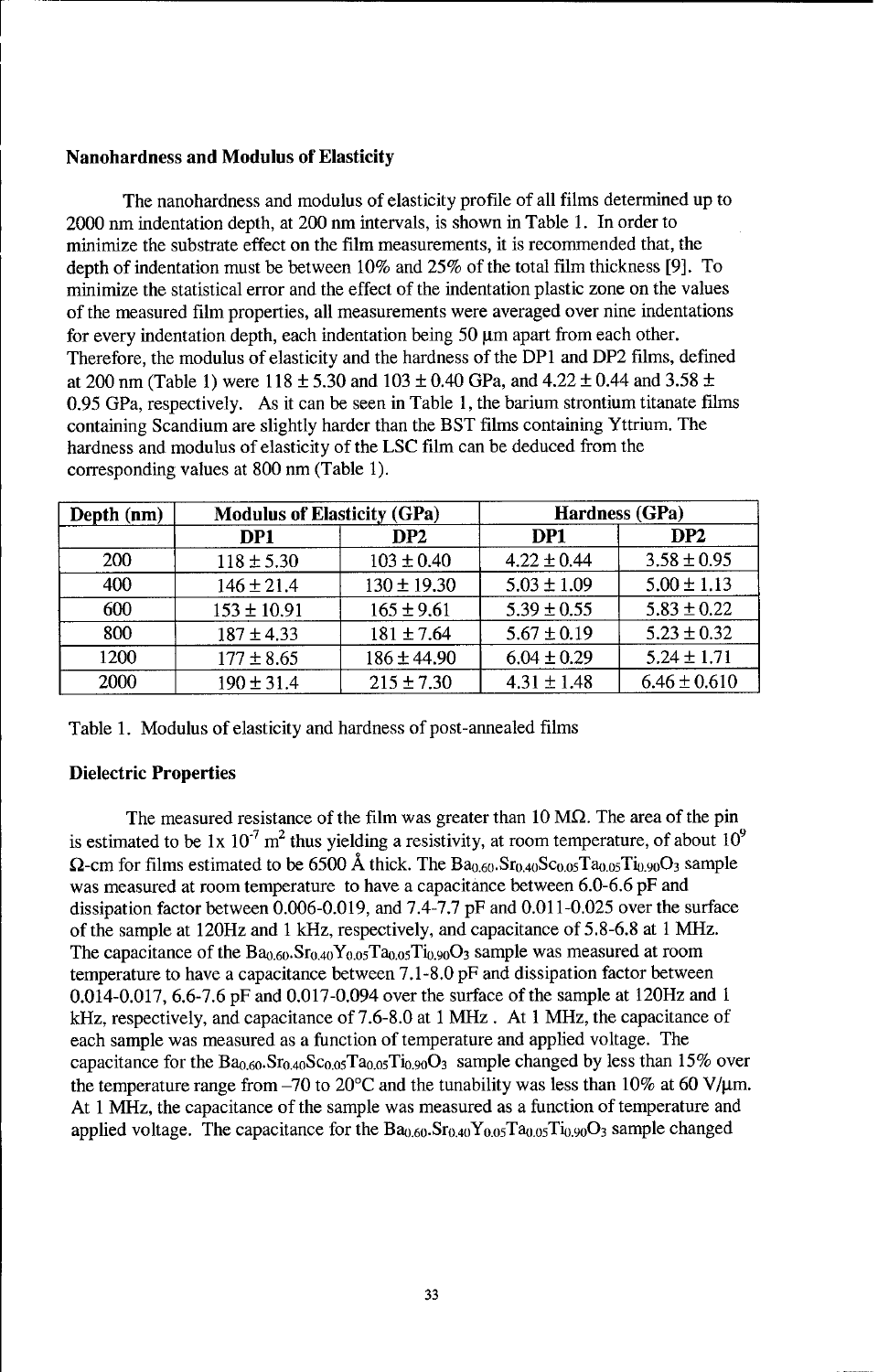### Nanohardness and Modulus of Elasticity

The nanohardness and modulus of elasticity profile of all films determined up to 2000 nm indentation depth, at 200 nm intervals, is shown in Table 1. In order to minimize the substrate effect on the film measurements, it is recommended that, the depth of indentation must be between 10% and 25% of the total film thickness [9]. To minimize the statistical error and the effect of the indentation plastic zone on the values of the measured film properties, all measurements were averaged over nine indentations for every indentation depth, each indentation being 50 μm apart from each other. Therefore, the modulus of elasticity and the hardness of the DP1 and DP2 films, defined at 200 nm (Table 1) were 118 ± 5.30 and 103 ± 0.40 GPa, and 4.22 ± 0.44 and 3.58 ± 0.95 GPa, respectively. As it can be seen in Table 1, the barium strontium titanate films containing Scandium are slightly harder than the BST films containing Yttrium. The hardness and modulus of elasticity of the LSC film can be deduced from the corresponding values at 800 nm (Table 1).

| Depth (nm) | Modulus of Elasticity (GPa) | | Hardness (GPa) | |
|---|---|---|---|---|
| | **DP1** | **DP2** | **DP1** | **DP2** |
| 200 | 118 ± 5.30 | 103 ± 0.40 | 4.22 ± 0.44 | 3.58 ± 0.95 |
| 400 | 146 ± 21.4 | 130 ± 19.30 | 5.03 ± 1.09 | 5.00 ± 1.13 |
| 600 | 153 ± 10.91 | 165 ± 9.61 | 5.39 ± 0.55 | 5.83 ± 0.22 |
| 800 | 187 ± 4.33 | 181 ± 7.64 | 5.67 ± 0.19 | 5.23 ± 0.32 |
| 1200 | 177 ± 8.65 | 186 ± 44.90 | 6.04 ± 0.29 | 5.24 ± 1.71 |
| 2000 | 190 ± 31.4 | 215 ± 7.30 | 4.31 ± 1.48 | 6.46 ± 0.610 |

Table 1. Modulus of elasticity and hardness of post-annealed films

### Dielectric Properties

The measured resistance of the film was greater than 10 MΩ. The area of the pin is estimated to be $1 \times 10^{-7}$ $m^2$ thus yielding a resistivity, at room temperature, of about $10^9$ Ω-cm for films estimated to be 6500 Å thick. The $Ba_{0.60}.Sr_{0.40}Sc_{0.05}Ta_{0.05}Ti_{0.90}O_3$ sample was measured at room temperature to have a capacitance between 6.0-6.6 pF and dissipation factor between 0.006-0.019, and 7.4-7.7 pF and 0.011-0.025 over the surface of the sample at 120Hz and 1 kHz, respectively, and capacitance of 5.8-6.8 at 1 MHz. The capacitance of the $Ba_{0.60}.Sr_{0.40}Y_{0.05}Ta_{0.05}Ti_{0.90}O_3$ sample was measured at room temperature to have a capacitance between 7.1-8.0 pF and dissipation factor between 0.014-0.017, 6.6-7.6 pF and 0.017-0.094 over the surface of the sample at 120Hz and 1 kHz, respectively, and capacitance of 7.6-8.0 at 1 MHz. At 1 MHz, the capacitance of each sample was measured as a function of temperature and applied voltage. The capacitance for the $Ba_{0.60}.Sr_{0.40}Sc_{0.05}Ta_{0.05}Ti_{0.90}O_3$ sample changed by less than 15% over the temperature range from –70 to 20°C and the tunability was less than 10% at 60 V/μm. At 1 MHz, the capacitance of the sample was measured as a function of temperature and applied voltage. The capacitance for the $Ba_{0.60}.Sr_{0.40}Y_{0.05}Ta_{0.05}Ti_{0.90}O_3$ sample changed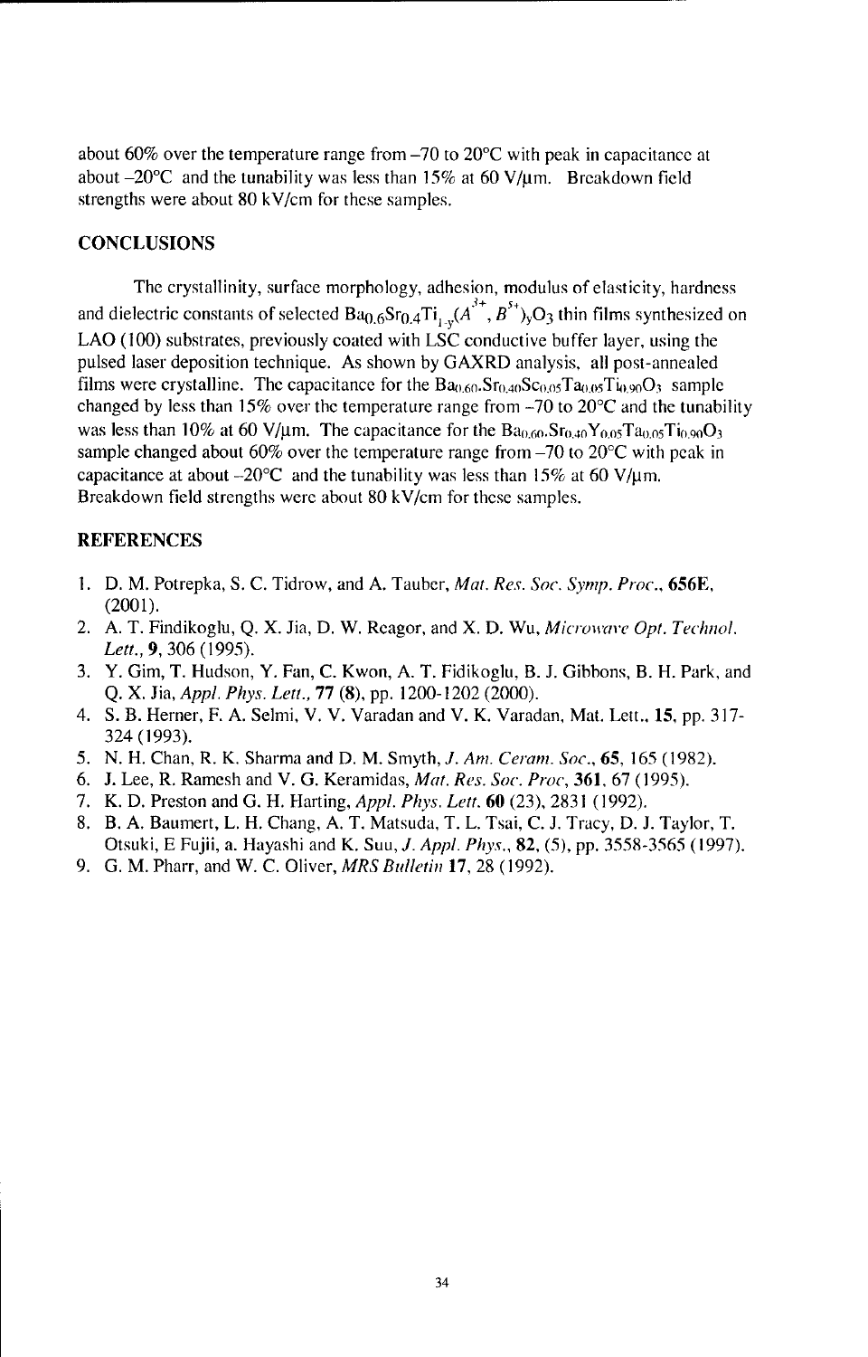about 60% over the temperature range from –70 to 20°C with peak in capacitance at about –20°C and the tunability was less than 15% at 60 V/μm. Breakdown field strengths were about 80 kV/cm for these samples.

## CONCLUSIONS

The crystallinity, surface morphology, adhesion, modulus of elasticity, hardness and dielectric constants of selected $Ba_{0.6}Sr_{0.4}Ti_{1-y}(A^{3+}, B^{5+})_yO_3$ thin films synthesized on LAO (100) substrates, previously coated with LSC conductive buffer layer, using the pulsed laser deposition technique. As shown by GAXRD analysis, all post-annealed films were crystalline. The capacitance for the $Ba_{0.60}Sr_{0.40}Sc_{0.05}Ta_{0.05}Ti_{0.90}O_3$ sample changed by less than 15% over the temperature range from –70 to 20°C and the tunability was less than 10% at 60 V/μm. The capacitance for the $Ba_{0.60}Sr_{0.40}Y_{0.05}Ta_{0.05}Ti_{0.90}O_3$ sample changed about 60% over the temperature range from –70 to 20°C with peak in capacitance at about –20°C and the tunability was less than 15% at 60 V/μm. Breakdown field strengths were about 80 kV/cm for these samples.

## REFERENCES

1. D. M. Potrepka, S. C. Tidrow, and A. Tauber, *Mat. Res. Soc. Symp. Proc.*, **656E**, (2001).
2. A. T. Findikoglu, Q. X. Jia, D. W. Reagor, and X. D. Wu, *Microwave Opt. Technol. Lett.*, **9**, 306 (1995).
3. Y. Gim, T. Hudson, Y. Fan, C. Kwon, A. T. Fidikoglu, B. J. Gibbons, B. H. Park, and Q. X. Jia, *Appl. Phys. Lett.*, **77** (**8**), pp. 1200-1202 (2000).
4. S. B. Herner, F. A. Selmi, V. V. Varadan and V. K. Varadan, Mat. Lett., **15**, pp. 317-324 (1993).
5. N. H. Chan, R. K. Sharma and D. M. Smyth, *J. Am. Ceram. Soc.*, **65**, 165 (1982).
6. J. Lee, R. Ramesh and V. G. Keramidas, *Mat. Res. Soc. Proc*, **361**, 67 (1995).
7. K. D. Preston and G. H. Harting, *Appl. Phys. Lett.* **60** (23), 2831 (1992).
8. B. A. Baumert, L. H. Chang, A. T. Matsuda, T. L. Tsai, C. J. Tracy, D. J. Taylor, T. Otsuki, E Fujii, a. Hayashi and K. Suu, *J. Appl. Phys.*, **82**, (5), pp. 3558-3565 (1997).
9. G. M. Pharr, and W. C. Oliver, *MRS Bulletin* **17**, 28 (1992).